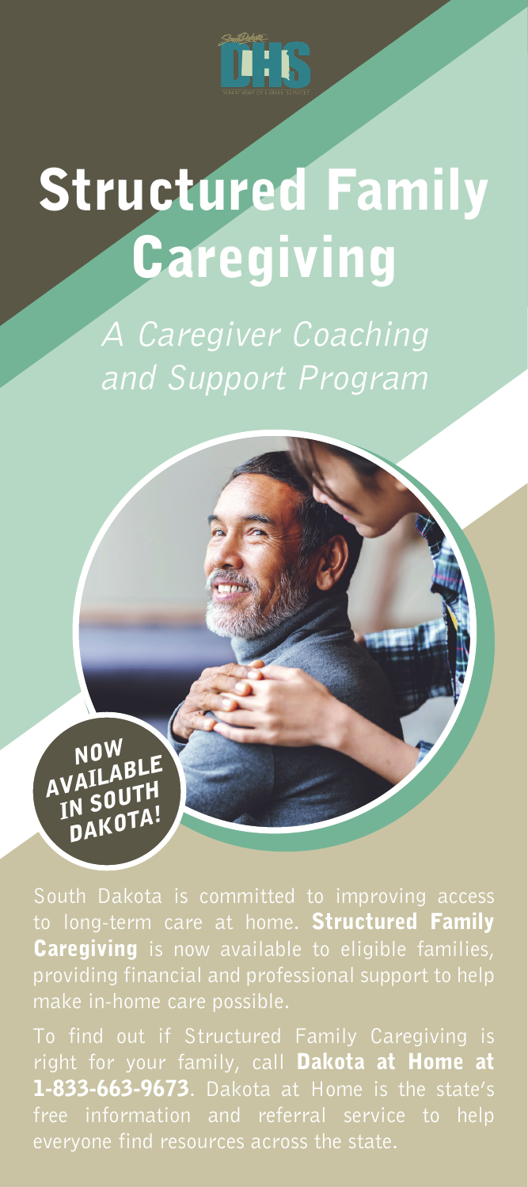# Structured Family Caregiving

*A Caregiver Coaching and Support Program*

**NOW AVAILABLE IN SOUTH DAKOTA!**

South Dakota is committed to improving access to long-term care at home. **Structured Family Caregiving** is now available to eligible families, providing financial and professional support to help make in-home care possible.

To find out if Structured Family Caregiving is right for your family, call **Dakota at Home at 1-833-663-9673**. Dakota at Home is the state's free information and referral service to help everyone find resources across the state.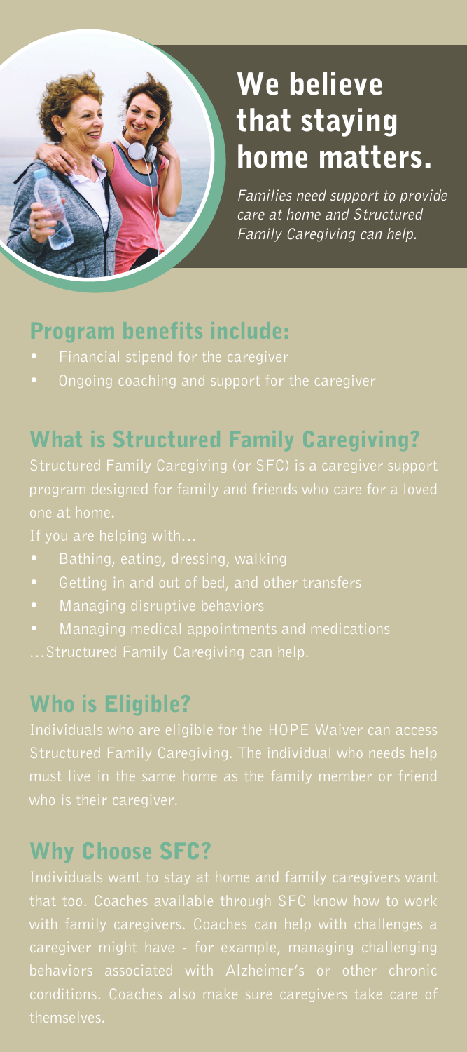# We believe that staying home matters.

*Families need support to provide care at home and Structured Family Caregiving can help.*

## Program benefits include:

- Financial stipend for the caregiver
- Ongoing coaching and support for the caregiver

## What is Structured Family Caregiving?

Structured Family Caregiving (or SFC) is a caregiver support program designed for family and friends who care for a loved one at home.

If you are helping with…

- Bathing, eating, dressing, walking
- Getting in and out of bed, and other transfers
- Managing disruptive behaviors
- Managing medical appointments and medications

…Structured Family Caregiving can help.

## Who is Eligible?

Individuals who are eligible for the HOPE Waiver can access Structured Family Caregiving. The individual who needs help must live in the same home as the family member or friend who is their caregiver.

## Why Choose SFC?

Individuals want to stay at home and family caregivers want that too. Coaches available through SFC know how to work with family caregivers. Coaches can help with challenges a caregiver might have - for example, managing challenging behaviors associated with Alzheimer's or other chronic conditions. Coaches also make sure caregivers take care of themselves.